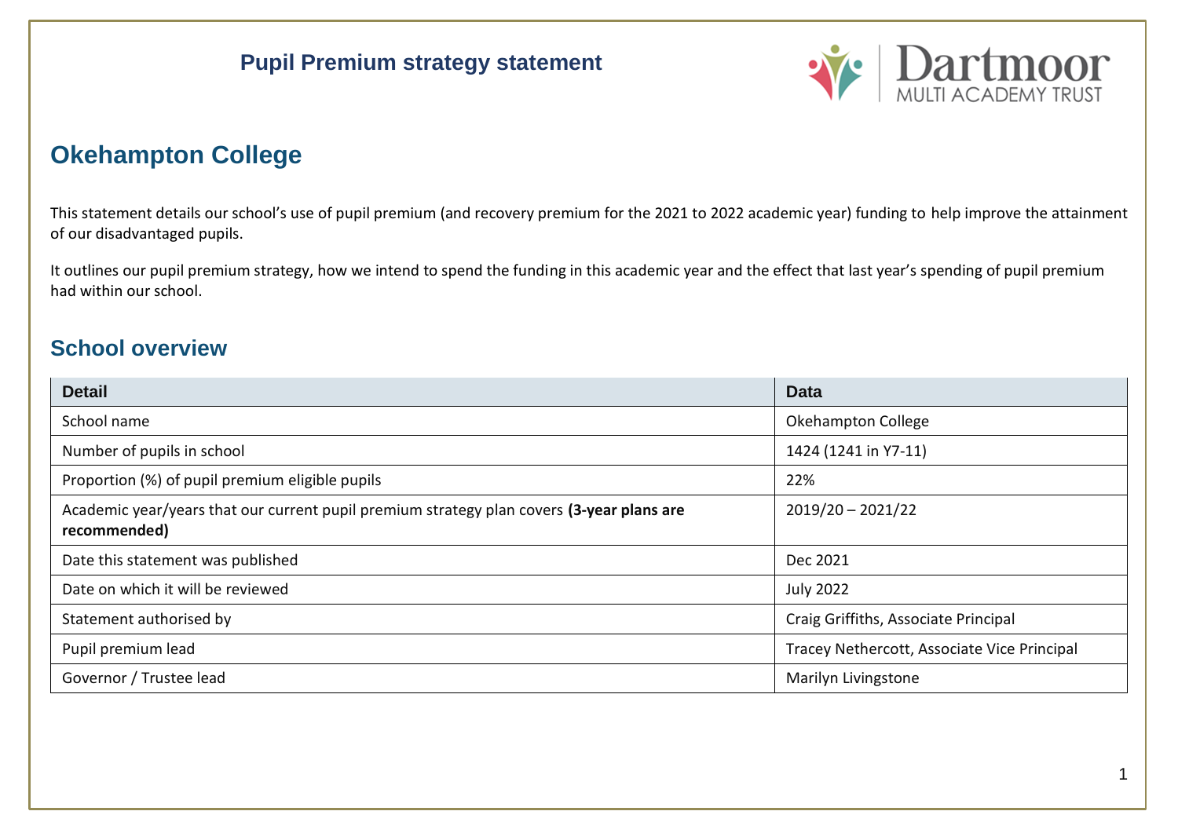# Pupil Premium strategy statement

## Okehampton College

This statement details our school's use of pupil premium (and recovery premium for the 2021 to 2022 academic year) funding to help improve the attainment of our disadvantaged pupils.

It outlines our pupil premium strategy, how we intend to spend the funding in this academic year and the effect that last year's spending of pupil premium had within our school.

## School overview

| Detail | Data |
|---|---|
| School name | Okehampton College |
| Number of pupils in school | 1424 (1241 in Y7-11) |
| Proportion (%) of pupil premium eligible pupils | 22% |
| Academic year/years that our current pupil premium strategy plan covers **(3-year plans are recommended)** | 2019/20 – 2021/22 |
| Date this statement was published | Dec 2021 |
| Date on which it will be reviewed | July 2022 |
| Statement authorised by | Craig Griffiths, Associate Principal |
| Pupil premium lead | Tracey Nethercott, Associate Vice Principal |
| Governor / Trustee lead | Marilyn Livingstone |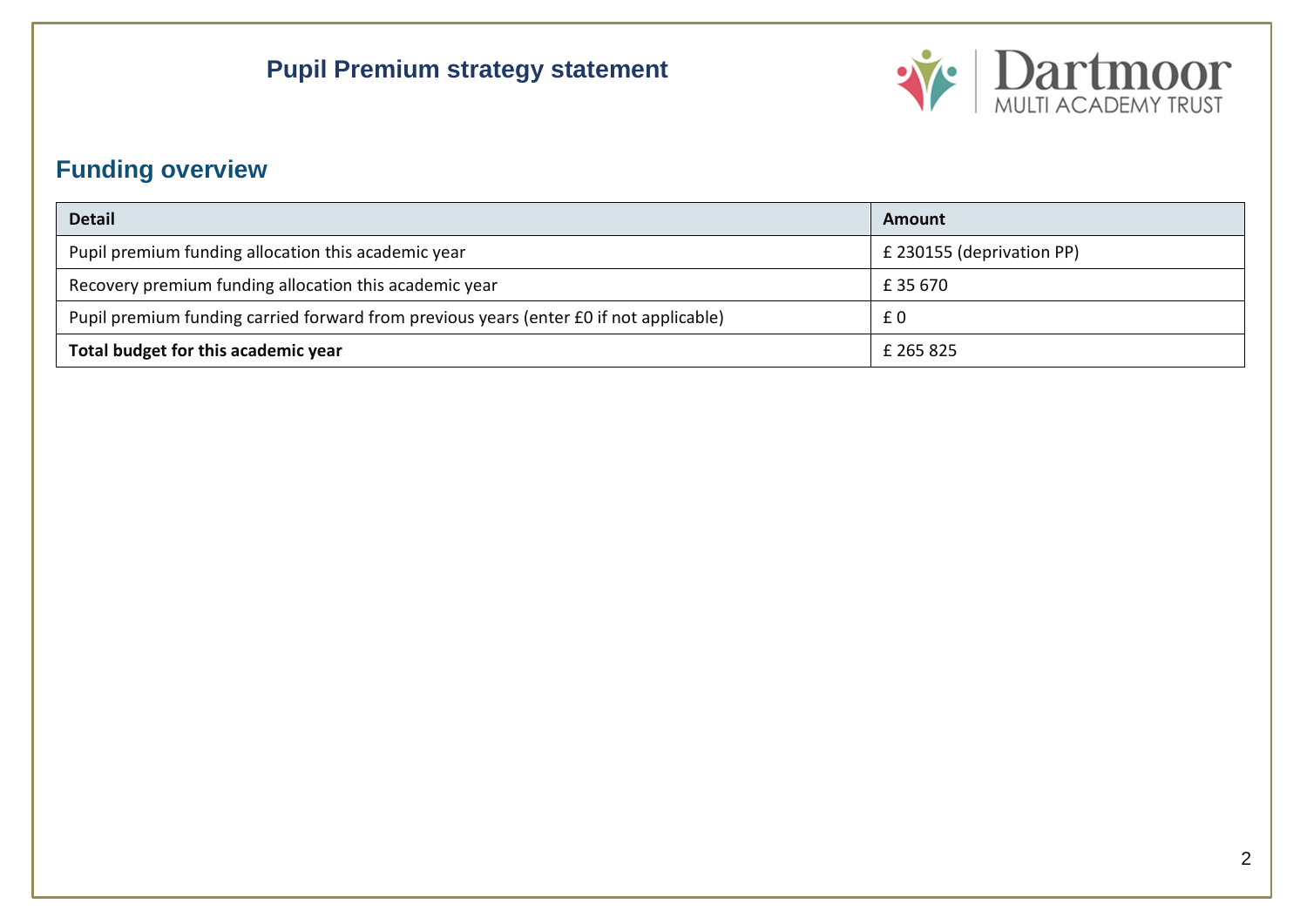## Funding overview

| Detail | Amount |
| --- | --- |
| Pupil premium funding allocation this academic year | £ 230155 (deprivation PP) |
| Recovery premium funding allocation this academic year | £ 35 670 |
| Pupil premium funding carried forward from previous years (enter £0 if not applicable) | £ 0 |
| **Total budget for this academic year** | £ 265 825 |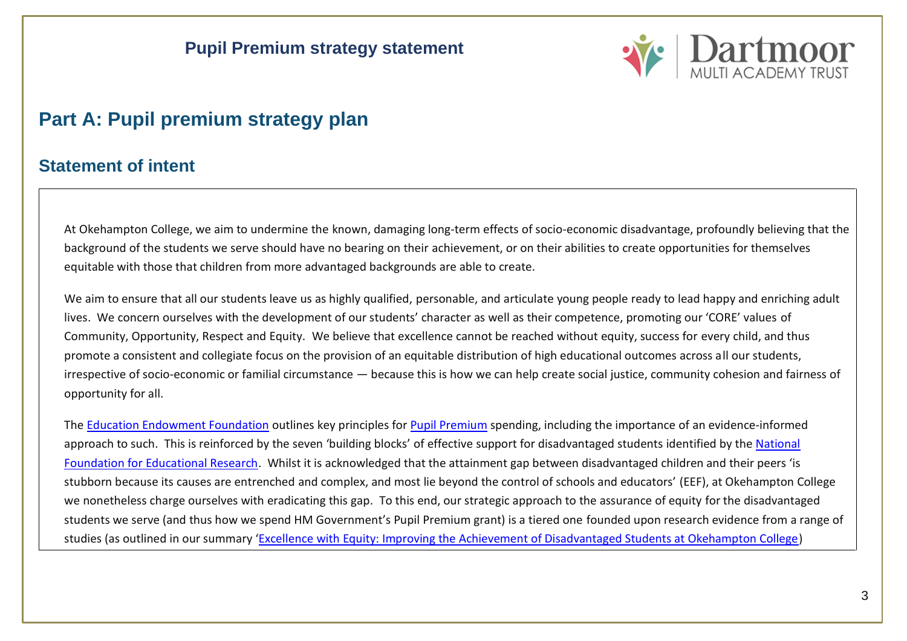# Part A: Pupil premium strategy plan

## Statement of intent

At Okehampton College, we aim to undermine the known, damaging long-term effects of socio-economic disadvantage, profoundly believing that the background of the students we serve should have no bearing on their achievement, or on their abilities to create opportunities for themselves equitable with those that children from more advantaged backgrounds are able to create.

We aim to ensure that all our students leave us as highly qualified, personable, and articulate young people ready to lead happy and enriching adult lives. We concern ourselves with the development of our students' character as well as their competence, promoting our 'CORE' values of Community, Opportunity, Respect and Equity. We believe that excellence cannot be reached without equity, success for every child, and thus promote a consistent and collegiate focus on the provision of an equitable distribution of high educational outcomes across all our students, irrespective of socio-economic or familial circumstance — because this is how we can help create social justice, community cohesion and fairness of opportunity for all.

The Education Endowment Foundation outlines key principles for Pupil Premium spending, including the importance of an evidence-informed approach to such. This is reinforced by the seven 'building blocks' of effective support for disadvantaged students identified by the National Foundation for Educational Research. Whilst it is acknowledged that the attainment gap between disadvantaged children and their peers 'is stubborn because its causes are entrenched and complex, and most lie beyond the control of schools and educators' (EEF), at Okehampton College we nonetheless charge ourselves with eradicating this gap. To this end, our strategic approach to the assurance of equity for the disadvantaged students we serve (and thus how we spend HM Government's Pupil Premium grant) is a tiered one founded upon research evidence from a range of studies (as outlined in our summary 'Excellence with Equity: Improving the Achievement of Disadvantaged Students at Okehampton College)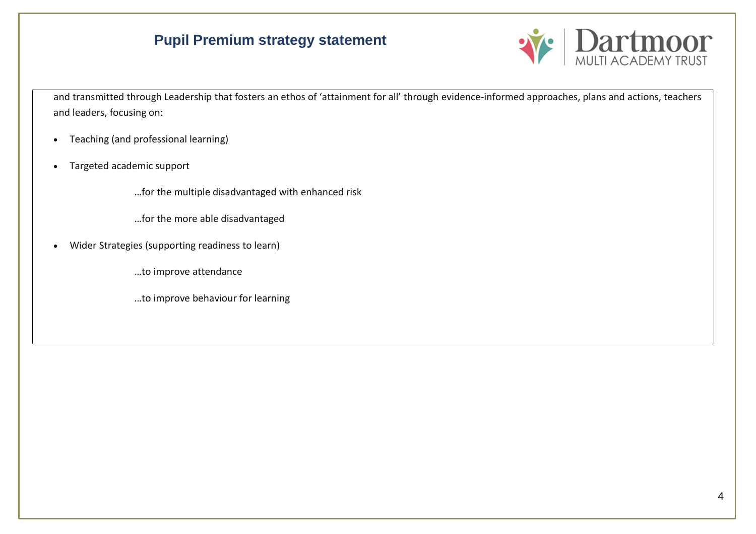and transmitted through Leadership that fosters an ethos of 'attainment for all' through evidence-informed approaches, plans and actions, teachers and leaders, focusing on:

- Teaching (and professional learning)
- Targeted academic support

  …for the multiple disadvantaged with enhanced risk

  …for the more able disadvantaged

- Wider Strategies (supporting readiness to learn)

  …to improve attendance

  …to improve behaviour for learning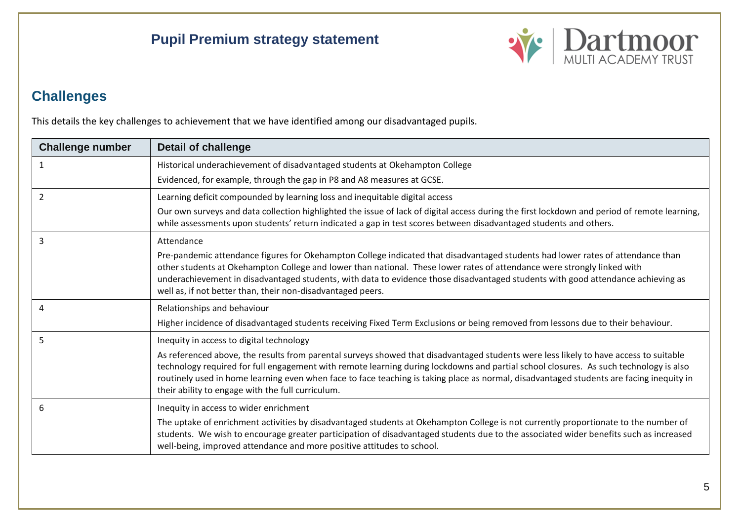## Challenges

This details the key challenges to achievement that we have identified among our disadvantaged pupils.

| Challenge number | Detail of challenge |
|---|---|
| 1 | Historical underachievement of disadvantaged students at Okehampton College<br><br>Evidenced, for example, through the gap in P8 and A8 measures at GCSE. |
| 2 | Learning deficit compounded by learning loss and inequitable digital access<br><br>Our own surveys and data collection highlighted the issue of lack of digital access during the first lockdown and period of remote learning, while assessments upon students' return indicated a gap in test scores between disadvantaged students and others. |
| 3 | Attendance<br><br>Pre-pandemic attendance figures for Okehampton College indicated that disadvantaged students had lower rates of attendance than other students at Okehampton College and lower than national. These lower rates of attendance were strongly linked with underachievement in disadvantaged students, with data to evidence those disadvantaged students with good attendance achieving as well as, if not better than, their non-disadvantaged peers. |
| 4 | Relationships and behaviour<br><br>Higher incidence of disadvantaged students receiving Fixed Term Exclusions or being removed from lessons due to their behaviour. |
| 5 | Inequity in access to digital technology<br><br>As referenced above, the results from parental surveys showed that disadvantaged students were less likely to have access to suitable technology required for full engagement with remote learning during lockdowns and partial school closures. As such technology is also routinely used in home learning even when face to face teaching is taking place as normal, disadvantaged students are facing inequity in their ability to engage with the full curriculum. |
| 6 | Inequity in access to wider enrichment<br><br>The uptake of enrichment activities by disadvantaged students at Okehampton College is not currently proportionate to the number of students. We wish to encourage greater participation of disadvantaged students due to the associated wider benefits such as increased well-being, improved attendance and more positive attitudes to school. |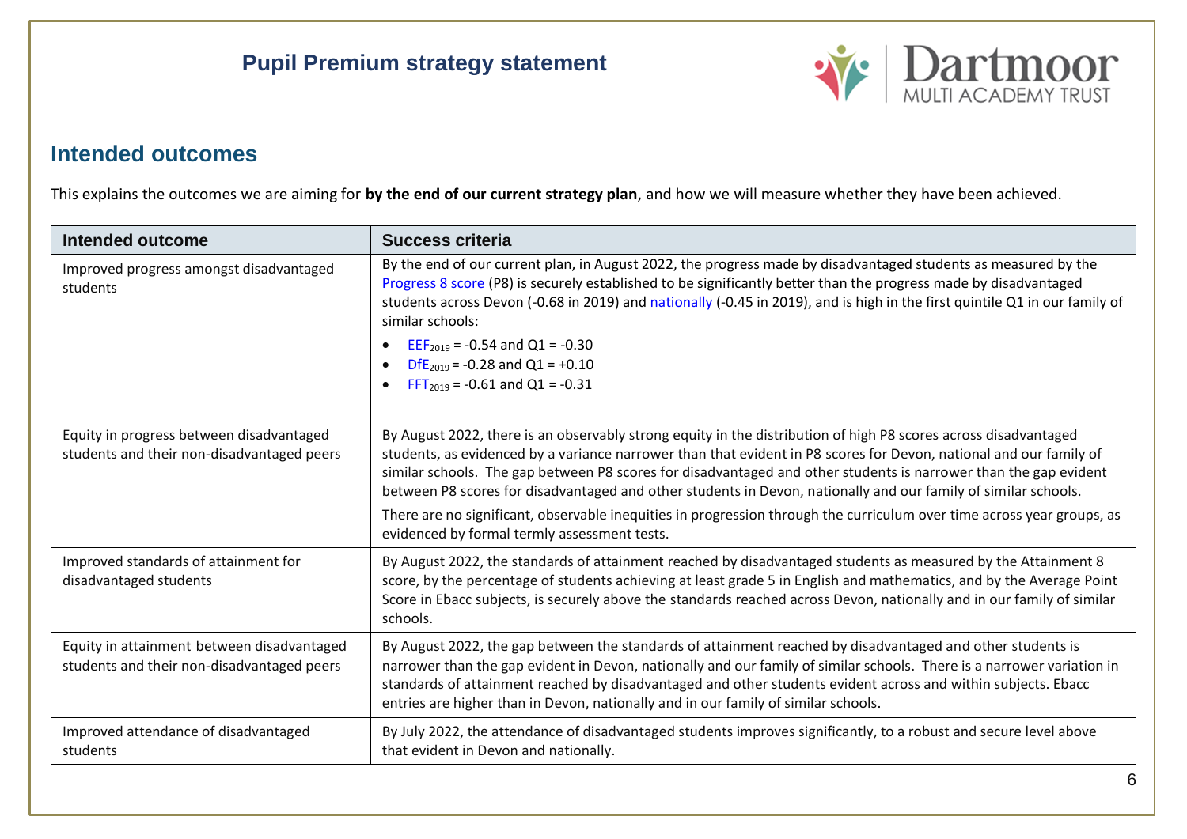## Intended outcomes

This explains the outcomes we are aiming for **by the end of our current strategy plan**, and how we will measure whether they have been achieved.

| Intended outcome | Success criteria |
|---|---|
| Improved progress amongst disadvantaged students | By the end of our current plan, in August 2022, the progress made by disadvantaged students as measured by the Progress 8 score (P8) is securely established to be significantly better than the progress made by disadvantaged students across Devon (-0.68 in 2019) and nationally (-0.45 in 2019), and is high in the first quintile Q1 in our family of similar schools: <br> • $EEF_{2019}$ = -0.54 and Q1 = -0.30 <br> • $DfE_{2019}$ = -0.28 and Q1 = +0.10 <br> • $FFT_{2019}$ = -0.61 and Q1 = -0.31 |
| Equity in progress between disadvantaged students and their non-disadvantaged peers | By August 2022, there is an observably strong equity in the distribution of high P8 scores across disadvantaged students, as evidenced by a variance narrower than that evident in P8 scores for Devon, national and our family of similar schools. The gap between P8 scores for disadvantaged and other students is narrower than the gap evident between P8 scores for disadvantaged and other students in Devon, nationally and our family of similar schools. <br> There are no significant, observable inequities in progression through the curriculum over time across year groups, as evidenced by formal termly assessment tests. |
| Improved standards of attainment for disadvantaged students | By August 2022, the standards of attainment reached by disadvantaged students as measured by the Attainment 8 score, by the percentage of students achieving at least grade 5 in English and mathematics, and by the Average Point Score in Ebacc subjects, is securely above the standards reached across Devon, nationally and in our family of similar schools. |
| Equity in attainment between disadvantaged students and their non-disadvantaged peers | By August 2022, the gap between the standards of attainment reached by disadvantaged and other students is narrower than the gap evident in Devon, nationally and our family of similar schools. There is a narrower variation in standards of attainment reached by disadvantaged and other students evident across and within subjects. Ebacc entries are higher than in Devon, nationally and in our family of similar schools. |
| Improved attendance of disadvantaged students | By July 2022, the attendance of disadvantaged students improves significantly, to a robust and secure level above that evident in Devon and nationally. |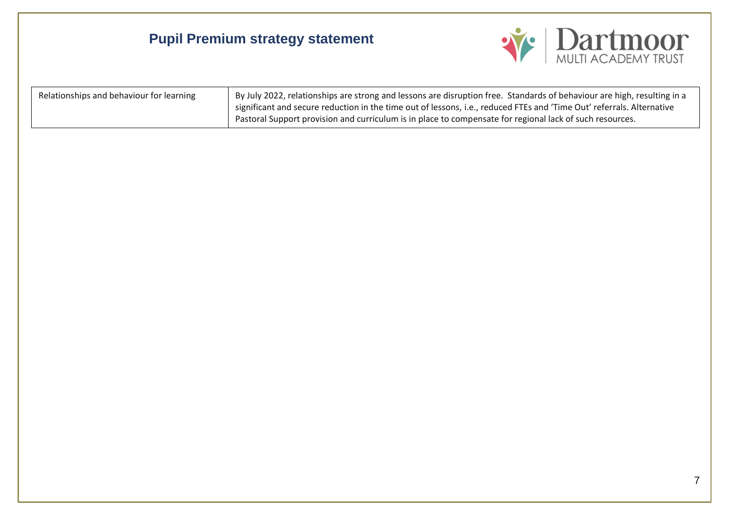| | |
|---|---|
| Relationships and behaviour for learning | By July 2022, relationships are strong and lessons are disruption free. Standards of behaviour are high, resulting in a significant and secure reduction in the time out of lessons, i.e., reduced FTEs and 'Time Out' referrals. Alternative Pastoral Support provision and curriculum is in place to compensate for regional lack of such resources. |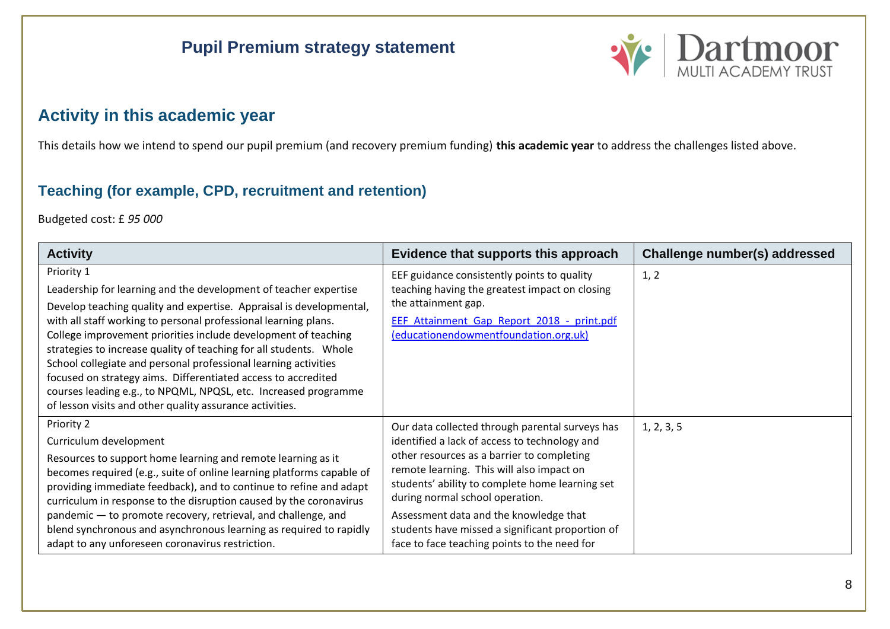## Activity in this academic year

This details how we intend to spend our pupil premium (and recovery premium funding) **this academic year** to address the challenges listed above.

### Teaching (for example, CPD, recruitment and retention)

Budgeted cost: £ *95 000*

| Activity | Evidence that supports this approach | Challenge number(s) addressed |
|---|---|---|
| Priority 1<br>Leadership for learning and the development of teacher expertise<br>Develop teaching quality and expertise. Appraisal is developmental, with all staff working to personal professional learning plans. College improvement priorities include development of teaching strategies to increase quality of teaching for all students. Whole School collegiate and personal professional learning activities focused on strategy aims. Differentiated access to accredited courses leading e.g., to NPQML, NPQSL, etc. Increased programme of lesson visits and other quality assurance activities. | EEF guidance consistently points to quality teaching having the greatest impact on closing the attainment gap.<br>[EEF_Attainment_Gap_Report_2018_-_print.pdf (educationendowmentfoundation.org.uk)](educationendowmentfoundation.org.uk) | 1, 2 |
| Priority 2<br>Curriculum development<br>Resources to support home learning and remote learning as it becomes required (e.g., suite of online learning platforms capable of providing immediate feedback), and to continue to refine and adapt curriculum in response to the disruption caused by the coronavirus pandemic — to promote recovery, retrieval, and challenge, and blend synchronous and asynchronous learning as required to rapidly adapt to any unforeseen coronavirus restriction. | Our data collected through parental surveys has identified a lack of access to technology and other resources as a barrier to completing remote learning. This will also impact on students' ability to complete home learning set during normal school operation.<br>Assessment data and the knowledge that students have missed a significant proportion of face to face teaching points to the need for | 1, 2, 3, 5 |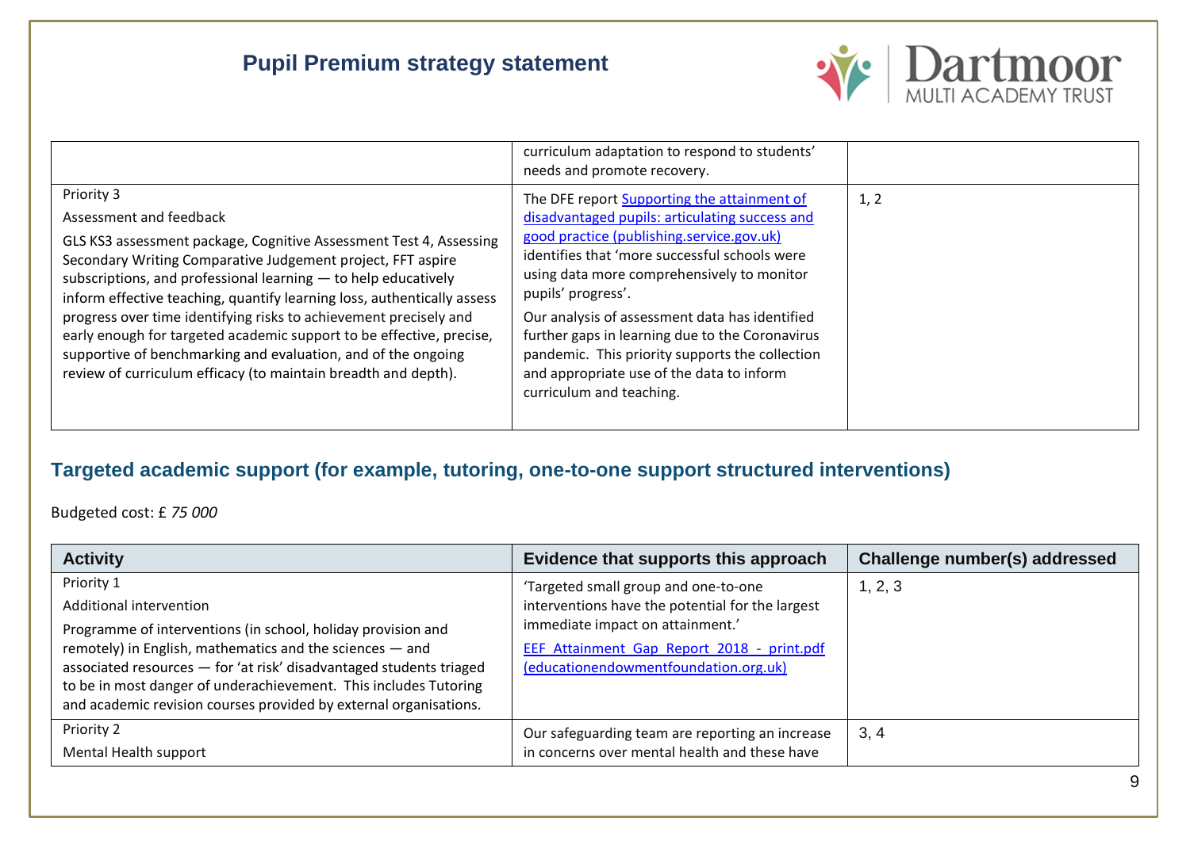| | | |
|---|---|---|
| | curriculum adaptation to respond to students' needs and promote recovery. | |
| Priority 3<br>Assessment and feedback<br>GLS KS3 assessment package, Cognitive Assessment Test 4, Assessing Secondary Writing Comparative Judgement project, FFT aspire subscriptions, and professional learning — to help educatively inform effective teaching, quantify learning loss, authentically assess progress over time identifying risks to achievement precisely and early enough for targeted academic support to be effective, precise, supportive of benchmarking and evaluation, and of the ongoing review of curriculum efficacy (to maintain breadth and depth). | The DFE report [Supporting the attainment of disadvantaged pupils: articulating success and good practice (publishing.service.gov.uk)]() identifies that 'more successful schools were using data more comprehensively to monitor pupils' progress'.<br>Our analysis of assessment data has identified further gaps in learning due to the Coronavirus pandemic. This priority supports the collection and appropriate use of the data to inform curriculum and teaching. | 1, 2 |

## Targeted academic support (for example, tutoring, one-to-one support structured interventions)

Budgeted cost: £ *75 000*

| Activity | Evidence that supports this approach | Challenge number(s) addressed |
|---|---|---|
| Priority 1<br>Additional intervention<br>Programme of interventions (in school, holiday provision and remotely) in English, mathematics and the sciences — and associated resources — for 'at risk' disadvantaged students triaged to be in most danger of underachievement. This includes Tutoring and academic revision courses provided by external organisations. | 'Targeted small group and one-to-one interventions have the potential for the largest immediate impact on attainment.'<br>[EEF Attainment Gap Report 2018 - print.pdf (educationendowmentfoundation.org.uk)]() | 1, 2, 3 |
| Priority 2<br>Mental Health support | Our safeguarding team are reporting an increase in concerns over mental health and these have | 3, 4 |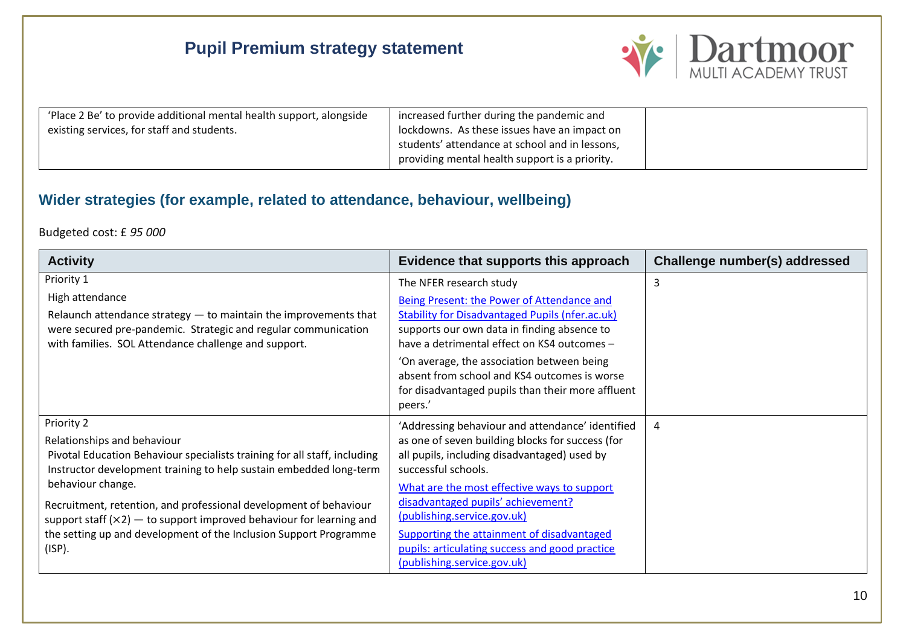| 'Place 2 Be' to provide additional mental health support, alongside existing services, for staff and students. | increased further during the pandemic and lockdowns. As these issues have an impact on students' attendance at school and in lessons, providing mental health support is a priority. | |
|---|---|---|

## Wider strategies (for example, related to attendance, behaviour, wellbeing)

Budgeted cost: £ *95 000*

| Activity | Evidence that supports this approach | Challenge number(s) addressed |
|---|---|---|
| Priority 1<br>High attendance<br>Relaunch attendance strategy — to maintain the improvements that were secured pre-pandemic. Strategic and regular communication with families. SOL Attendance challenge and support. | The NFER research study<br>[Being Present: the Power of Attendance and Stability for Disadvantaged Pupils (nfer.ac.uk)](https://www.nfer.ac.uk) supports our own data in finding absence to have a detrimental effect on KS4 outcomes –<br>'On average, the association between being absent from school and KS4 outcomes is worse for disadvantaged pupils than their more affluent peers.' | 3 |
| Priority 2<br>Relationships and behaviour<br>Pivotal Education Behaviour specialists training for all staff, including Instructor development training to help sustain embedded long-term behaviour change.<br>Recruitment, retention, and professional development of behaviour support staff (×2) — to support improved behaviour for learning and the setting up and development of the Inclusion Support Programme (ISP). | 'Addressing behaviour and attendance' identified as one of seven building blocks for success (for all pupils, including disadvantaged) used by successful schools.<br>[What are the most effective ways to support disadvantaged pupils' achievement? (publishing.service.gov.uk)](https://publishing.service.gov.uk)<br>[Supporting the attainment of disadvantaged pupils: articulating success and good practice (publishing.service.gov.uk)](https://publishing.service.gov.uk) | 4 |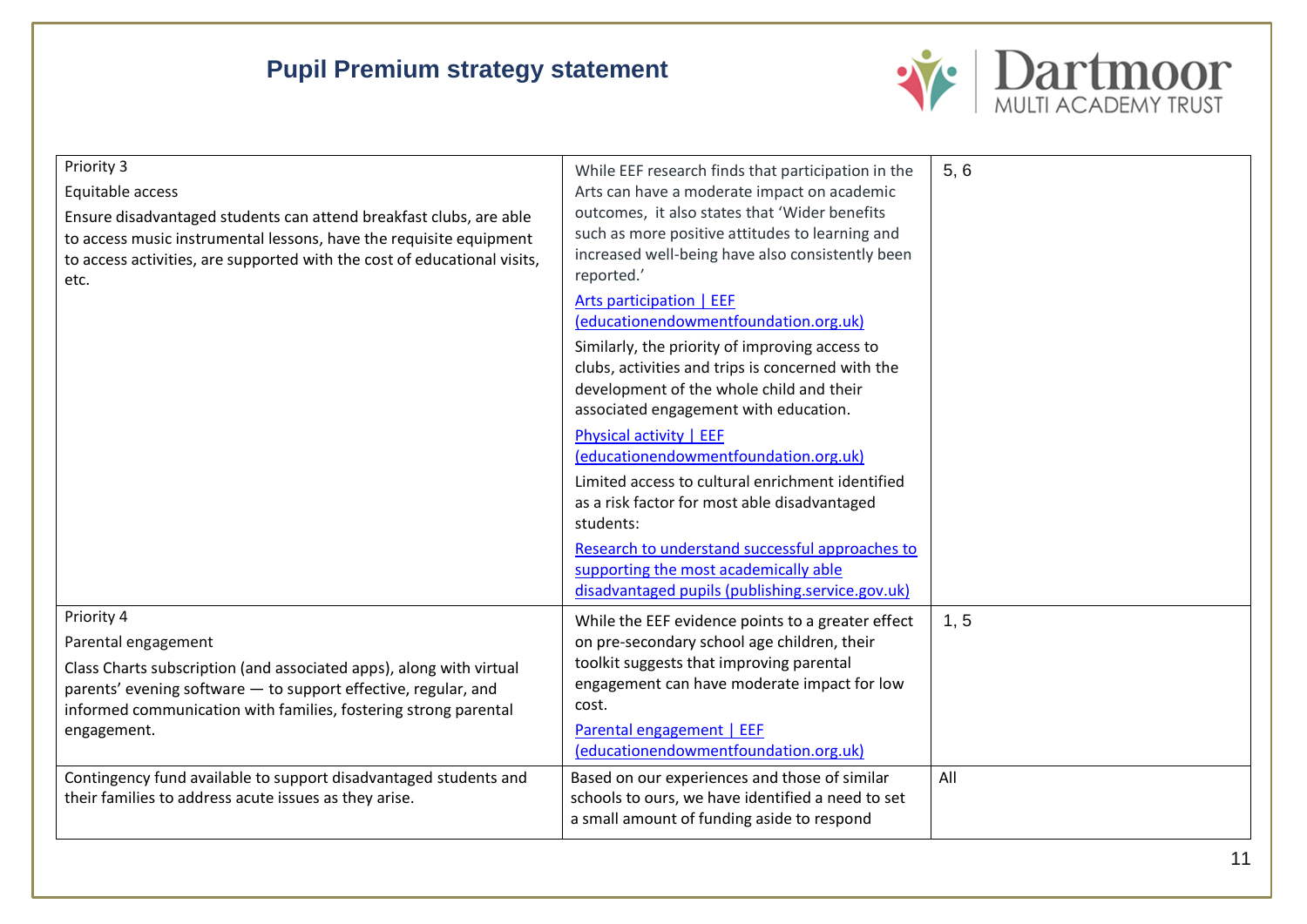| | | |
|---|---|---|
| Priority 3<br>Equitable access<br>Ensure disadvantaged students can attend breakfast clubs, are able to access music instrumental lessons, have the requisite equipment to access activities, are supported with the cost of educational visits, etc. | While EEF research finds that participation in the Arts can have a moderate impact on academic outcomes, it also states that 'Wider benefits such as more positive attitudes to learning and increased well-being have also consistently been reported.'<br>Arts participation \| EEF (educationendowmentfoundation.org.uk)<br>Similarly, the priority of improving access to clubs, activities and trips is concerned with the development of the whole child and their associated engagement with education.<br>Physical activity \| EEF (educationendowmentfoundation.org.uk)<br>Limited access to cultural enrichment identified as a risk factor for most able disadvantaged students:<br>Research to understand successful approaches to supporting the most academically able disadvantaged pupils (publishing.service.gov.uk) | 5, 6 |
| Priority 4<br>Parental engagement<br>Class Charts subscription (and associated apps), along with virtual parents' evening software — to support effective, regular, and informed communication with families, fostering strong parental engagement. | While the EEF evidence points to a greater effect on pre-secondary school age children, their toolkit suggests that improving parental engagement can have moderate impact for low cost.<br>Parental engagement \| EEF (educationendowmentfoundation.org.uk) | 1, 5 |
| Contingency fund available to support disadvantaged students and their families to address acute issues as they arise. | Based on our experiences and those of similar schools to ours, we have identified a need to set a small amount of funding aside to respond | All |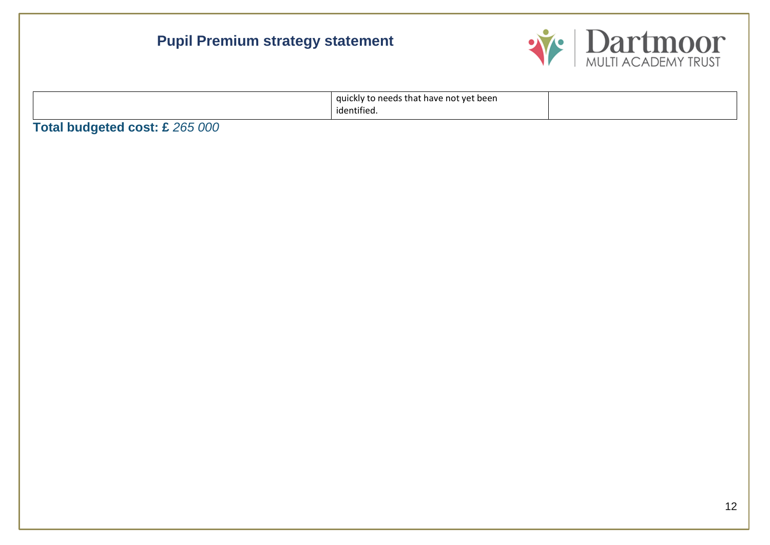|  | quickly to needs that have not yet been identified. |  |
|---|---|---|

**Total budgeted cost: £** *265 000*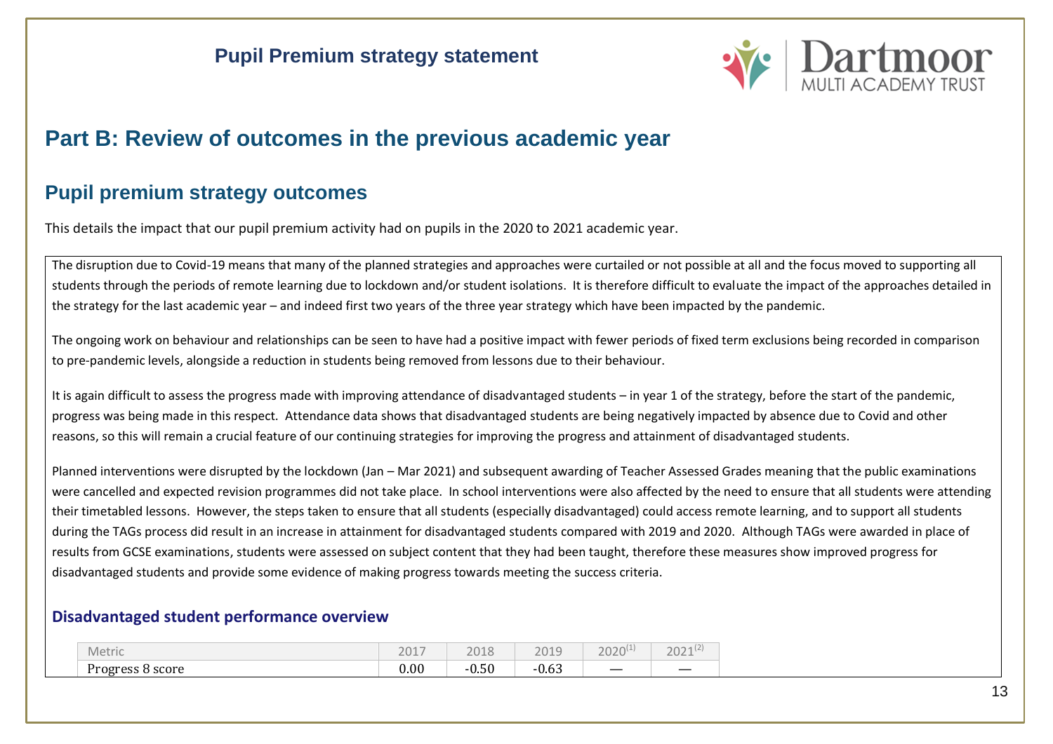# Part B: Review of outcomes in the previous academic year

## Pupil premium strategy outcomes

This details the impact that our pupil premium activity had on pupils in the 2020 to 2021 academic year.

The disruption due to Covid-19 means that many of the planned strategies and approaches were curtailed or not possible at all and the focus moved to supporting all students through the periods of remote learning due to lockdown and/or student isolations. It is therefore difficult to evaluate the impact of the approaches detailed in the strategy for the last academic year – and indeed first two years of the three year strategy which have been impacted by the pandemic.

The ongoing work on behaviour and relationships can be seen to have had a positive impact with fewer periods of fixed term exclusions being recorded in comparison to pre-pandemic levels, alongside a reduction in students being removed from lessons due to their behaviour.

It is again difficult to assess the progress made with improving attendance of disadvantaged students – in year 1 of the strategy, before the start of the pandemic, progress was being made in this respect. Attendance data shows that disadvantaged students are being negatively impacted by absence due to Covid and other reasons, so this will remain a crucial feature of our continuing strategies for improving the progress and attainment of disadvantaged students.

Planned interventions were disrupted by the lockdown (Jan – Mar 2021) and subsequent awarding of Teacher Assessed Grades meaning that the public examinations were cancelled and expected revision programmes did not take place. In school interventions were also affected by the need to ensure that all students were attending their timetabled lessons. However, the steps taken to ensure that all students (especially disadvantaged) could access remote learning, and to support all students during the TAGs process did result in an increase in attainment for disadvantaged students compared with 2019 and 2020. Although TAGs were awarded in place of results from GCSE examinations, students were assessed on subject content that they had been taught, therefore these measures show improved progress for disadvantaged students and provide some evidence of making progress towards meeting the success criteria.

### Disadvantaged student performance overview

| Metric | 2017 | 2018 | 2019 | 2020(1) | 2021(2) |
|---|---|---|---|---|---|
| Progress 8 score | 0.00 | -0.50 | -0.63 | — | — |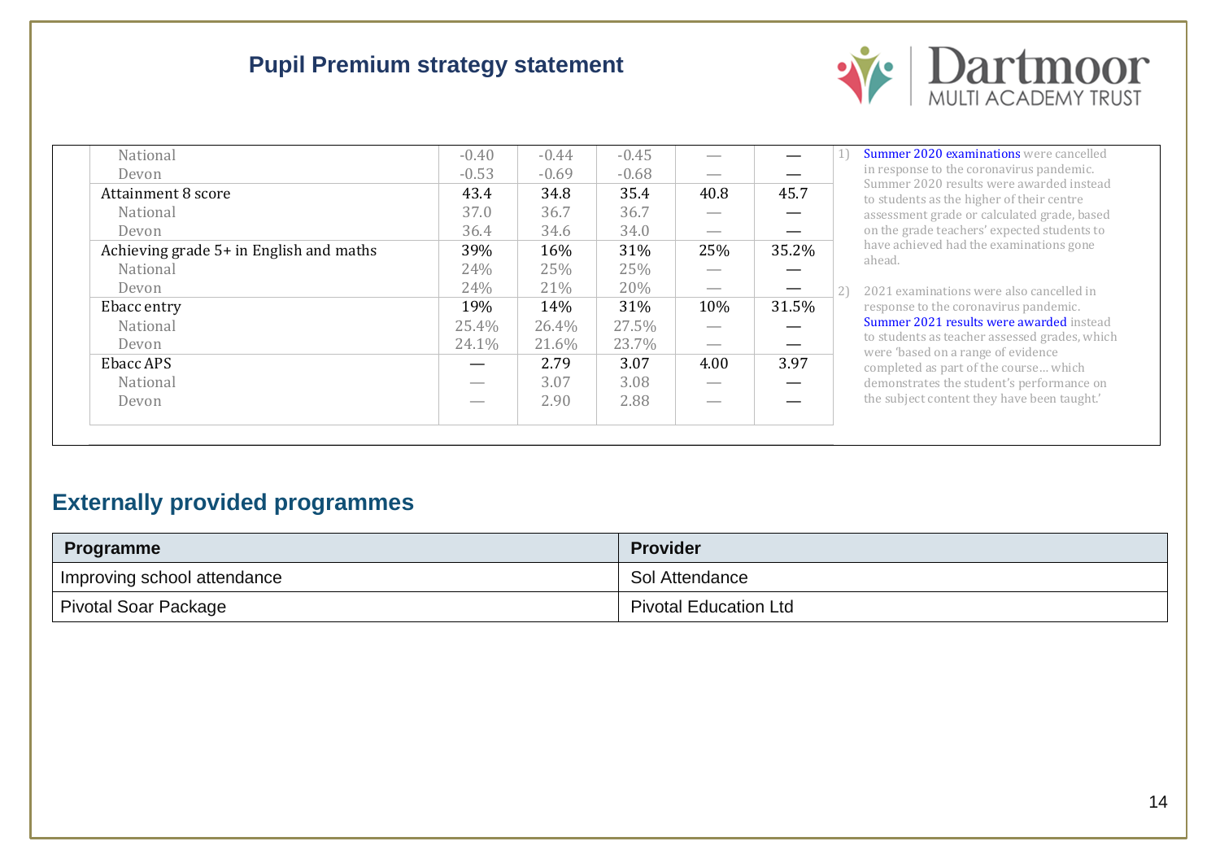## Pupil Premium strategy statement

| | | | | | |
|---|---|---|---|---|---|
| National | -0.40 | -0.44 | -0.45 | — | — |
| Devon | -0.53 | -0.69 | -0.68 | — | — |
| Attainment 8 score | 43.4 | 34.8 | 35.4 | 40.8 | 45.7 |
| National | 37.0 | 36.7 | 36.7 | — | — |
| Devon | 36.4 | 34.6 | 34.0 | — | — |
| Achieving grade 5+ in English and maths | 39% | 16% | 31% | 25% | 35.2% |
| National | 24% | 25% | 25% | — | — |
| Devon | 24% | 21% | 20% | — | — |
| Ebacc entry | 19% | 14% | 31% | 10% | 31.5% |
| National | 25.4% | 26.4% | 27.5% | — | — |
| Devon | 24.1% | 21.6% | 23.7% | — | — |
| Ebacc APS | — | 2.79 | 3.07 | 4.00 | 3.97 |
| National | — | 3.07 | 3.08 | — | — |
| Devon | — | 2.90 | 2.88 | — | — |

1) Summer 2020 examinations were cancelled in response to the coronavirus pandemic. Summer 2020 results were awarded instead to students as the higher of their centre assessment grade or calculated grade, based on the grade teachers' expected students to have achieved had the examinations gone ahead.

2) 2021 examinations were also cancelled in response to the coronavirus pandemic. Summer 2021 results were awarded instead to students as teacher assessed grades, which were 'based on a range of evidence completed as part of the course… which demonstrates the student's performance on the subject content they have been taught.'

## Externally provided programmes

| Programme | Provider |
|---|---|
| Improving school attendance | Sol Attendance |
| Pivotal Soar Package | Pivotal Education Ltd |